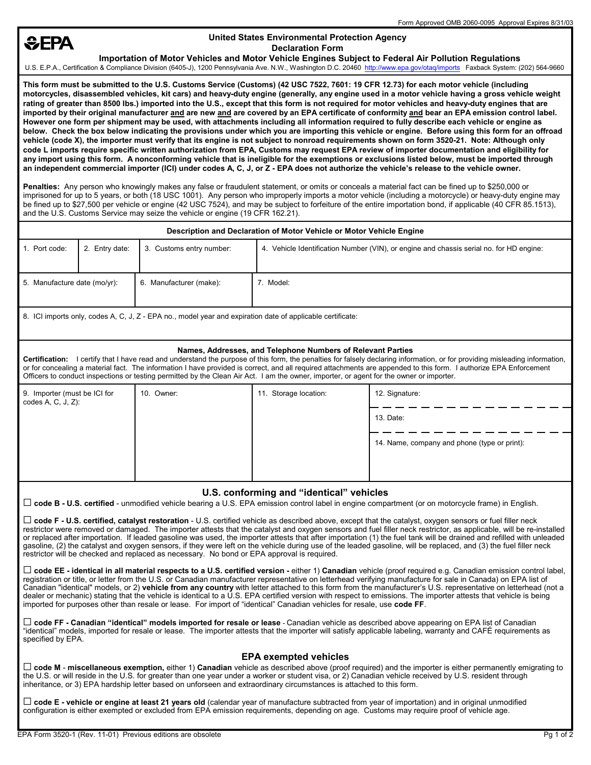Form Approved OMB 2060-0095 Approval Expires 8/31/03

# United States Environmental Protection Agency
## Declaration Form
### Importation of Motor Vehicles and Motor Vehicle Engines Subject to Federal Air Pollution Regulations

U.S. E.P.A., Certification & Compliance Division (6405-J), 1200 Pennsylvania Ave. N.W., Washington D.C. 20460 http://www.epa.gov/otaq/imports Faxback System: (202) 564-9660

**This form must be submitted to the U.S. Customs Service (Customs) (42 USC 7522, 7601: 19 CFR 12.73) for each motor vehicle (including motorcycles, disassembled vehicles, kit cars) and heavy-duty engine (generally, any engine used in a motor vehicle having a gross vehicle weight rating of greater than 8500 lbs.) imported into the U.S., except that this form is not required for motor vehicles and heavy-duty engines that are imported by their original manufacturer and are new and are covered by an EPA certificate of conformity and bear an EPA emission control label. However one form per shipment may be used, with attachments including all information required to fully describe each vehicle or engine as below. Check the box below indicating the provisions under which you are importing this vehicle or engine. Before using this form for an offroad vehicle (code X), the importer must verify that its engine is not subject to nonroad requirements shown on form 3520-21. Note: Although only code L imports require specific written authorization from EPA, Customs may request EPA review of importer documentation and eligibility for any import using this form. A nonconforming vehicle that is ineligible for the exemptions or exclusions listed below, must be imported through an independent commercial importer (ICI) under codes A, C, J, or Z - EPA does not authorize the vehicle's release to the vehicle owner.**

**Penalties:** Any person who knowingly makes any false or fraudulent statement, or omits or conceals a material fact can be fined up to $250,000 or imprisoned for up to 5 years, or both (18 USC 1001). Any person who improperly imports a motor vehicle (including a motorcycle) or heavy-duty engine may be fined up to $27,500 per vehicle or engine (42 USC 7524), and may be subject to forfeiture of the entire importation bond, if applicable (40 CFR 85.1513), and the U.S. Customs Service may seize the vehicle or engine (19 CFR 162.21).

**Description and Declaration of Motor Vehicle or Motor Vehicle Engine**

| 1. Port code: | 2. Entry date: | 3. Customs entry number: | 4. Vehicle Identification Number (VIN), or engine and chassis serial no. for HD engine: |
|---|---|---|---|
| 5. Manufacture date (mo/yr): | 6. Manufacturer (make): | 7. Model: | |

8. ICI imports only, codes A, C, J, Z - EPA no., model year and expiration date of applicable certificate:

**Names, Addresses, and Telephone Numbers of Relevant Parties**

**Certification:** I certify that I have read and understand the purpose of this form, the penalties for falsely declaring information, or for providing misleading information, or for concealing a material fact. The information I have provided is correct, and all required attachments are appended to this form. I authorize EPA Enforcement Officers to conduct inspections or testing permitted by the Clean Air Act. I am the owner, importer, or agent for the owner or importer.

| 9. Importer (must be ICI for codes A, C, J, Z): | 10. Owner: | 11. Storage location: | 12. Signature: |
|---|---|---|---|
| | | | 13. Date: |
| | | | 14. Name, company and phone (type or print): |

## U.S. conforming and "identical" vehicles

☐ **code B - U.S. certified** - unmodified vehicle bearing a U.S. EPA emission control label in engine compartment (or on motorcycle frame) in English.

☐ **code F - U.S. certified, catalyst restoration** - U.S. certified vehicle as described above, except that the catalyst, oxygen sensors or fuel filler neck restrictor were removed or damaged. The importer attests that the catalyst and oxygen sensors and fuel filler neck restrictor, as applicable, will be re-installed or replaced after importation. If leaded gasoline was used, the importer attests that after importation (1) the fuel tank will be drained and refilled with unleaded gasoline, (2) the catalyst and oxygen sensors, if they were left on the vehicle during use of the leaded gasoline, will be replaced, and (3) the fuel filler neck restrictor will be checked and replaced as necessary. No bond or EPA approval is required.

☐ **code EE - identical in all material respects to a U.S. certified version -** either 1) **Canadian** vehicle (proof required e.g. Canadian emission control label, registration or title, or letter from the U.S. or Canadian manufacturer representative on letterhead verifying manufacture for sale in Canada) on EPA list of Canadian "identical" models, or 2) **vehicle from any country** with letter attached to this form from the manufacturer's U.S. representative on letterhead (not a dealer or mechanic) stating that the vehicle is identical to a U.S. EPA certified version with respect to emissions. The importer attests that vehicle is being imported for purposes other than resale or lease. For import of "identical" Canadian vehicles for resale, use **code FF**.

☐ **code FF - Canadian "identical" models imported for resale or lease** - Canadian vehicle as described above appearing on EPA list of Canadian "identical" models, imported for resale or lease. The importer attests that the importer will satisfy applicable labeling, warranty and CAFE requirements as specified by EPA.

## EPA exempted vehicles

☐ **code M** - **miscellaneous exemption,** either 1) **Canadian** vehicle as described above (proof required) and the importer is either permanently emigrating to the U.S. or will reside in the U.S. for greater than one year under a worker or student visa, or 2) Canadian vehicle received by U.S. resident through inheritance, or 3) EPA hardship letter based on unforseen and extraordinary circumstances is attached to this form.

☐ **code E - vehicle or engine at least 21 years old** (calendar year of manufacture subtracted from year of importation) and in original unmodified configuration is either exempted or excluded from EPA emission requirements, depending on age. Customs may require proof of vehicle age.

EPA Form 3520-1 (Rev. 11-01) Previous editions are obsolete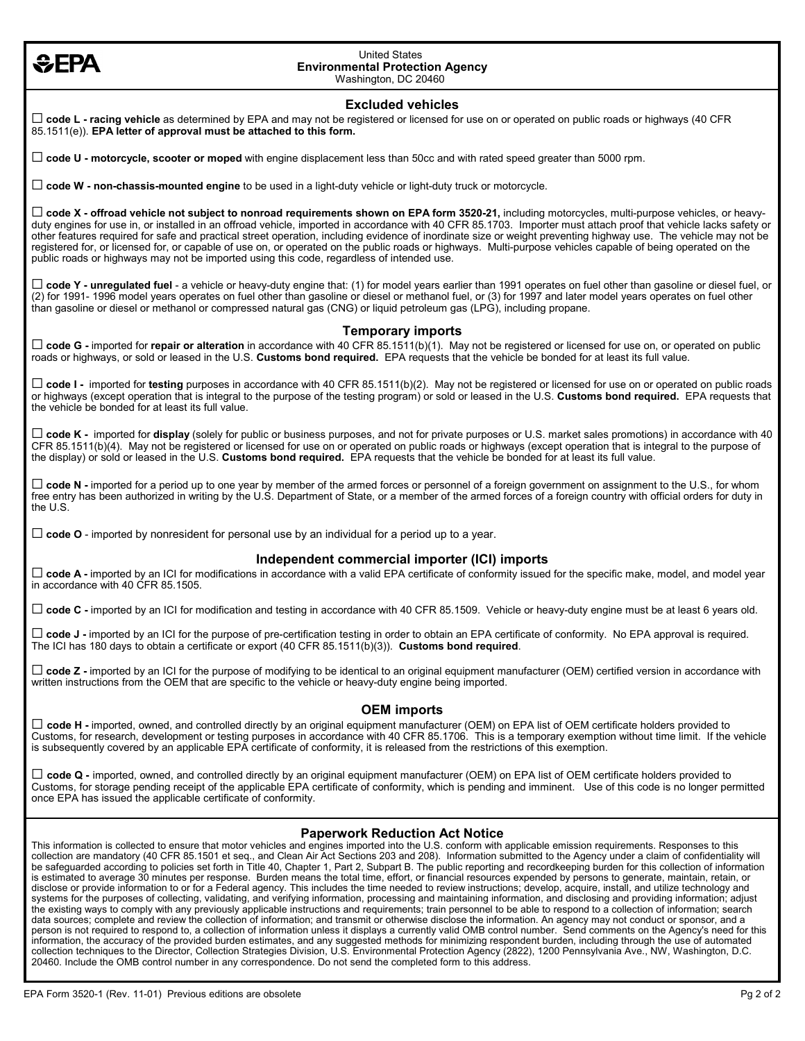**EPA**

United States
**Environmental Protection Agency**
Washington, DC 20460

## Excluded vehicles

☐ **code L - racing vehicle** as determined by EPA and may not be registered or licensed for use on or operated on public roads or highways (40 CFR 85.1511(e)). **EPA letter of approval must be attached to this form.**

☐ **code U - motorcycle, scooter or moped** with engine displacement less than 50cc and with rated speed greater than 5000 rpm.

☐ **code W - non-chassis-mounted engine** to be used in a light-duty vehicle or light-duty truck or motorcycle.

☐ **code X - offroad vehicle not subject to nonroad requirements shown on EPA form 3520-21,** including motorcycles, multi-purpose vehicles, or heavy-duty engines for use in, or installed in an offroad vehicle, imported in accordance with 40 CFR 85.1703. Importer must attach proof that vehicle lacks safety or other features required for safe and practical street operation, including evidence of inordinate size or weight preventing highway use. The vehicle may not be registered for, or licensed for, or capable of use on, or operated on the public roads or highways. Multi-purpose vehicles capable of being operated on the public roads or highways may not be imported using this code, regardless of intended use.

☐ **code Y - unregulated fuel** - a vehicle or heavy-duty engine that: (1) for model years earlier than 1991 operates on fuel other than gasoline or diesel fuel, or (2) for 1991- 1996 model years operates on fuel other than gasoline or diesel or methanol fuel, or (3) for 1997 and later model years operates on fuel other than gasoline or diesel or methanol or compressed natural gas (CNG) or liquid petroleum gas (LPG), including propane.

## Temporary imports

☐ **code G -** imported for **repair or alteration** in accordance with 40 CFR 85.1511(b)(1). May not be registered or licensed for use on, or operated on public roads or highways, or sold or leased in the U.S. **Customs bond required.** EPA requests that the vehicle be bonded for at least its full value.

☐ **code I -** imported for **testing** purposes in accordance with 40 CFR 85.1511(b)(2). May not be registered or licensed for use on or operated on public roads or highways (except operation that is integral to the purpose of the testing program) or sold or leased in the U.S. **Customs bond required.** EPA requests that the vehicle be bonded for at least its full value.

☐ **code K -** imported for **display** (solely for public or business purposes, and not for private purposes or U.S. market sales promotions) in accordance with 40 CFR 85.1511(b)(4). May not be registered or licensed for use on or operated on public roads or highways (except operation that is integral to the purpose of the display) or sold or leased in the U.S. **Customs bond required.** EPA requests that the vehicle be bonded for at least its full value.

☐ **code N -** imported for a period up to one year by member of the armed forces or personnel of a foreign government on assignment to the U.S., for whom free entry has been authorized in writing by the U.S. Department of State, or a member of the armed forces of a foreign country with official orders for duty in the U.S.

☐ **code O** - imported by nonresident for personal use by an individual for a period up to a year.

## Independent commercial importer (ICI) imports

☐ **code A -** imported by an ICI for modifications in accordance with a valid EPA certificate of conformity issued for the specific make, model, and model year in accordance with 40 CFR 85.1505.

☐ **code C -** imported by an ICI for modification and testing in accordance with 40 CFR 85.1509. Vehicle or heavy-duty engine must be at least 6 years old.

☐ **code J -** imported by an ICI for the purpose of pre-certification testing in order to obtain an EPA certificate of conformity. No EPA approval is required. The ICI has 180 days to obtain a certificate or export (40 CFR 85.1511(b)(3)). **Customs bond required**.

☐ **code Z -** imported by an ICI for the purpose of modifying to be identical to an original equipment manufacturer (OEM) certified version in accordance with written instructions from the OEM that are specific to the vehicle or heavy-duty engine being imported.

## OEM imports

☐ **code H -** imported, owned, and controlled directly by an original equipment manufacturer (OEM) on EPA list of OEM certificate holders provided to Customs, for research, development or testing purposes in accordance with 40 CFR 85.1706. This is a temporary exemption without time limit. If the vehicle is subsequently covered by an applicable EPA certificate of conformity, it is released from the restrictions of this exemption.

☐ **code Q -** imported, owned, and controlled directly by an original equipment manufacturer (OEM) on EPA list of OEM certificate holders provided to Customs, for storage pending receipt of the applicable EPA certificate of conformity, which is pending and imminent. Use of this code is no longer permitted once EPA has issued the applicable certificate of conformity.

## Paperwork Reduction Act Notice

This information is collected to ensure that motor vehicles and engines imported into the U.S. conform with applicable emission requirements. Responses to this collection are mandatory (40 CFR 85.1501 et seq., and Clean Air Act Sections 203 and 208). Information submitted to the Agency under a claim of confidentiality will be safeguarded according to policies set forth in Title 40, Chapter 1, Part 2, Subpart B. The public reporting and recordkeeping burden for this collection of information is estimated to average 30 minutes per response. Burden means the total time, effort, or financial resources expended by persons to generate, maintain, retain, or disclose or provide information to or for a Federal agency. This includes the time needed to review instructions; develop, acquire, install, and utilize technology and systems for the purposes of collecting, validating, and verifying information, processing and maintaining information, and disclosing and providing information; adjust the existing ways to comply with any previously applicable instructions and requirements; train personnel to be able to respond to a collection of information; search data sources; complete and review the collection of information; and transmit or otherwise disclose the information. An agency may not conduct or sponsor, and a person is not required to respond to, a collection of information unless it displays a currently valid OMB control number. Send comments on the Agency's need for this information, the accuracy of the provided burden estimates, and any suggested methods for minimizing respondent burden, including through the use of automated collection techniques to the Director, Collection Strategies Division, U.S. Environmental Protection Agency (2822), 1200 Pennsylvania Ave., NW, Washington, D.C. 20460. Include the OMB control number in any correspondence. Do not send the completed form to this address.

EPA Form 3520-1 (Rev. 11-01) Previous editions are obsolete